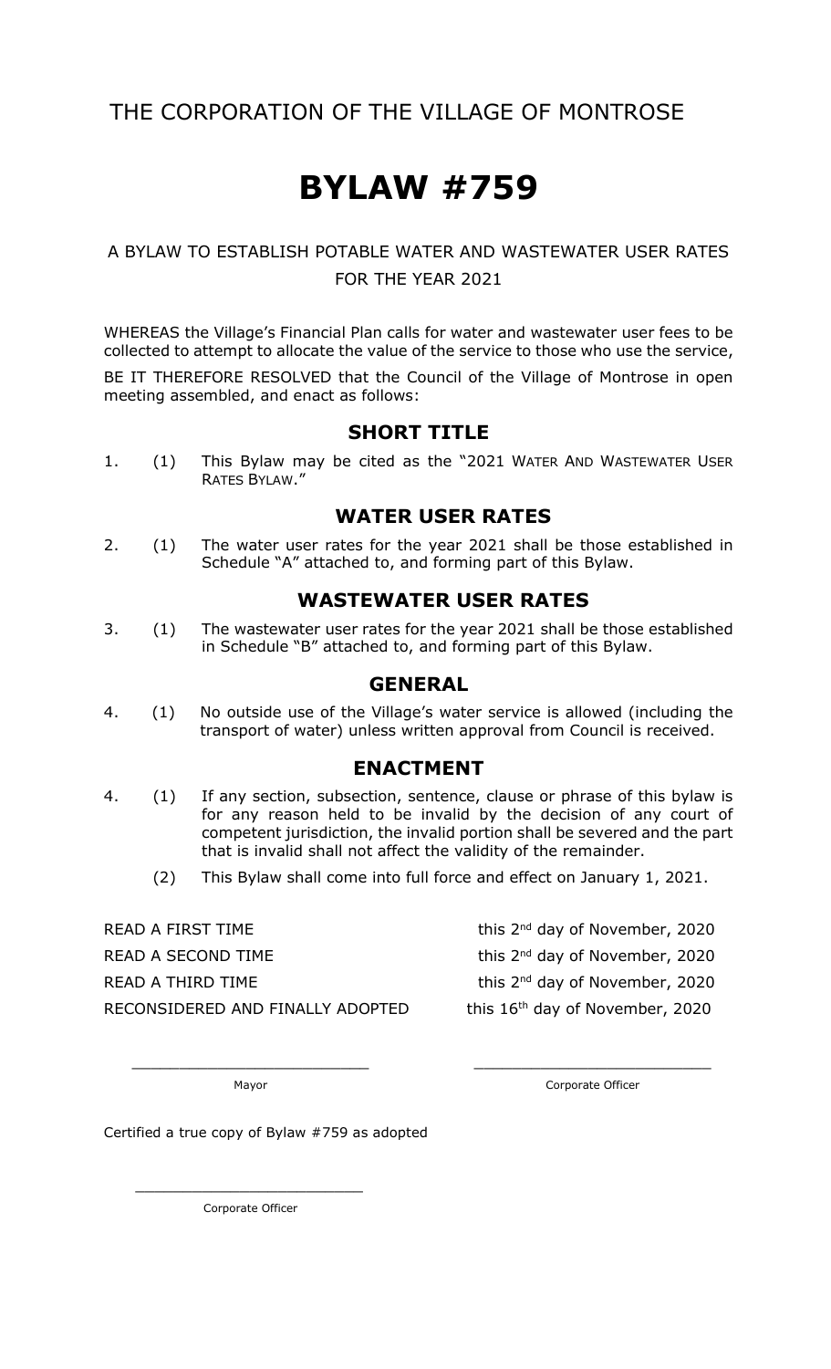THE CORPORATION OF THE VILLAGE OF MONTROSE

# BYLAW #759

A BYLAW TO ESTABLISH POTABLE WATER AND WASTEWATER USER RATES FOR THE YEAR 2021

WHEREAS the Village's Financial Plan calls for water and wastewater user fees to be collected to attempt to allocate the value of the service to those who use the service,

BE IT THEREFORE RESOLVED that the Council of the Village of Montrose in open meeting assembled, and enact as follows:

## SHORT TITLE

1. (1) This Bylaw may be cited as the "2021 WATER AND WASTEWATER USER RATES BYLAW."

## WATER USER RATES

2. (1) The water user rates for the year 2021 shall be those established in Schedule "A" attached to, and forming part of this Bylaw.

## WASTEWATER USER RATES

3. (1) The wastewater user rates for the year 2021 shall be those established in Schedule "B" attached to, and forming part of this Bylaw.

## GENERAL

4. (1) No outside use of the Village's water service is allowed (including the transport of water) unless written approval from Council is received.

## ENACTMENT

4. (1) If any section, subsection, sentence, clause or phrase of this bylaw is for any reason held to be invalid by the decision of any court of competent jurisdiction, the invalid portion shall be severed and the part that is invalid shall not affect the validity of the remainder.

   (2) This Bylaw shall come into full force and effect on January 1, 2021.

READ A FIRST TIME this 2nd day of November, 2020

READ A SECOND TIME this 2nd day of November, 2020

READ A THIRD TIME this 2nd day of November, 2020

RECONSIDERED AND FINALLY ADOPTED this 16th day of November, 2020

\_\_\_\_\_\_\_\_\_\_\_\_\_\_\_\_\_\_\_\_\_\_\_\_\_\_
Mayor

\_\_\_\_\_\_\_\_\_\_\_\_\_\_\_\_\_\_\_\_\_\_\_\_\_\_
Corporate Officer

Certified a true copy of Bylaw #759 as adopted

\_\_\_\_\_\_\_\_\_\_\_\_\_\_\_\_\_\_\_\_\_\_\_\_\_\_
Corporate Officer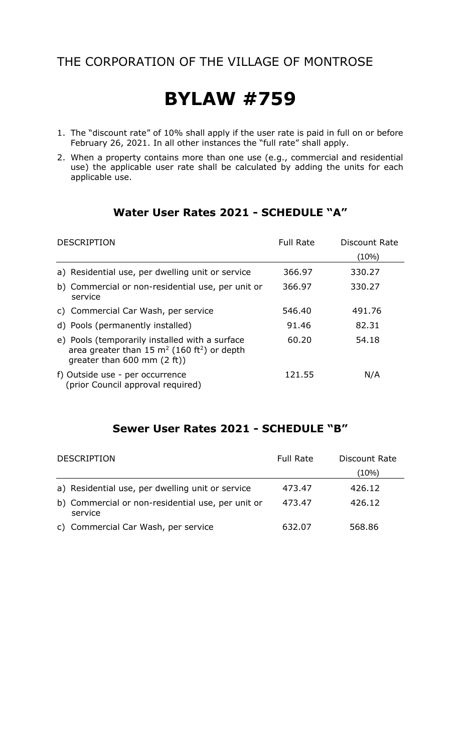THE CORPORATION OF THE VILLAGE OF MONTROSE

# BYLAW #759

1. The "discount rate" of 10% shall apply if the user rate is paid in full on or before February 26, 2021. In all other instances the "full rate" shall apply.
2. When a property contains more than one use (e.g., commercial and residential use) the applicable user rate shall be calculated by adding the units for each applicable use.

## Water User Rates 2021 - SCHEDULE "A"

| DESCRIPTION | Full Rate | Discount Rate (10%) |
|---|---|---|
| a) Residential use, per dwelling unit or service | 366.97 | 330.27 |
| b) Commercial or non-residential use, per unit or service | 366.97 | 330.27 |
| c) Commercial Car Wash, per service | 546.40 | 491.76 |
| d) Pools (permanently installed) | 91.46 | 82.31 |
| e) Pools (temporarily installed with a surface area greater than 15 $m^2$ (160 $ft^2$) or depth greater than 600 mm (2 ft)) | 60.20 | 54.18 |
| f) Outside use - per occurrence (prior Council approval required) | 121.55 | N/A |

## Sewer User Rates 2021 - SCHEDULE "B"

| DESCRIPTION | Full Rate | Discount Rate (10%) |
|---|---|---|
| a) Residential use, per dwelling unit or service | 473.47 | 426.12 |
| b) Commercial or non-residential use, per unit or service | 473.47 | 426.12 |
| c) Commercial Car Wash, per service | 632.07 | 568.86 |